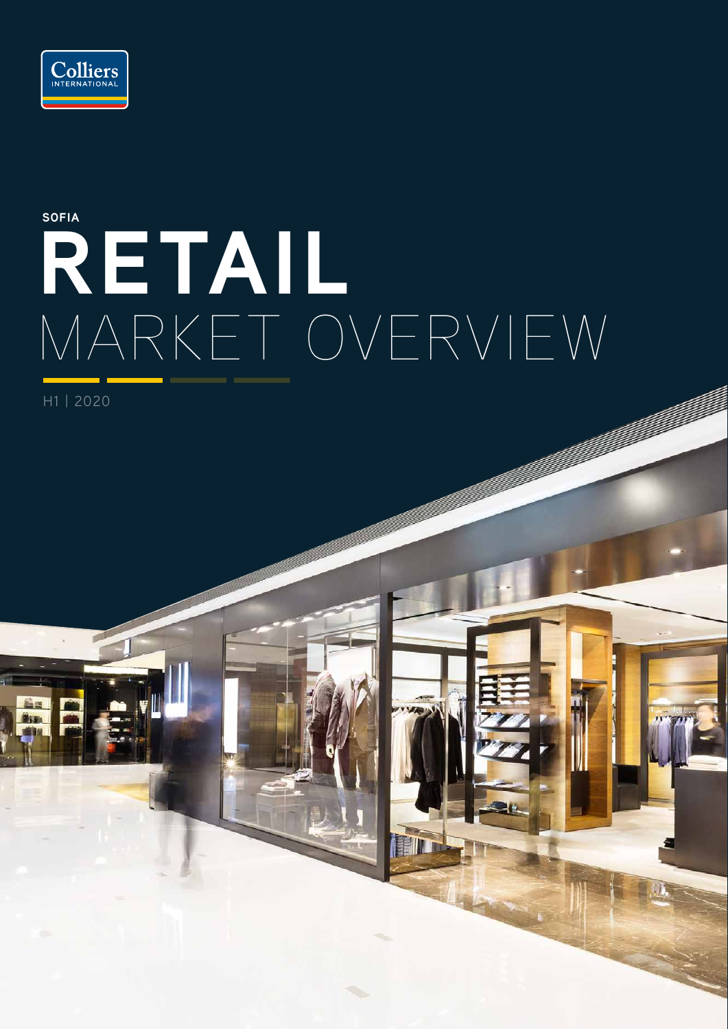Colliers INTERNATIONAL

SOFIA

# RETAIL MARKET OVERVIEW

H1 | 2020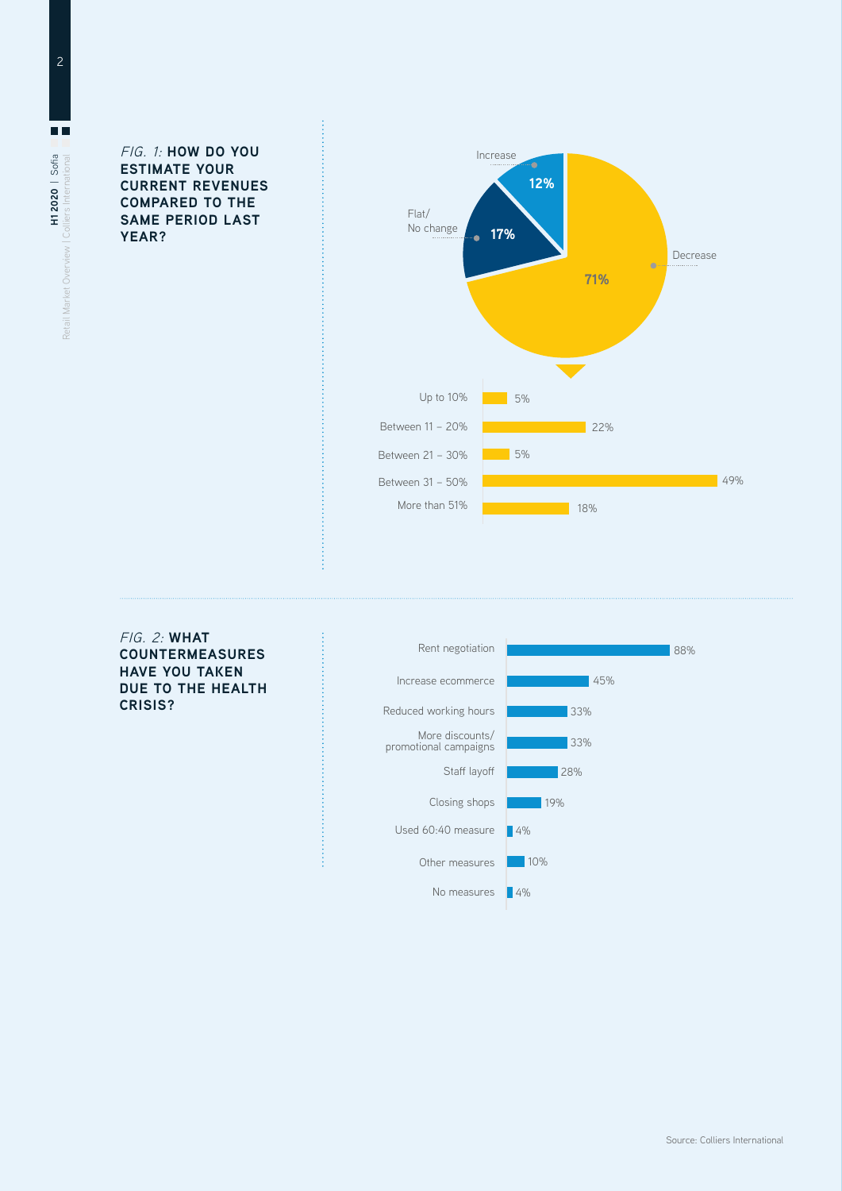*FIG. 1:* **HOW DO YOU ESTIMATE YOUR CURRENT REVENUES COMPARED TO THE SAME PERIOD LAST YEAR?**

| Response | Share |
|---|---|
| Increase | 12% |
| Flat/ No change | 17% |
| Decrease | 71% |

| Decrease | Share |
|---|---|
| Up to 10% | 5% |
| Between 11 – 20% | 22% |
| Between 21 – 30% | 5% |
| Between 31 – 50% | 49% |
| More than 51% | 18% |

*FIG. 2:* **WHAT COUNTERMEASURES HAVE YOU TAKEN DUE TO THE HEALTH CRISIS?**

| Countermeasure | Share |
|---|---|
| Rent negotiation | 88% |
| Increase ecommerce | 45% |
| Reduced working hours | 33% |
| More discounts/ promotional campaigns | 33% |
| Staff layoff | 28% |
| Closing shops | 19% |
| Used 60:40 measure | 4% |
| Other measures | 10% |
| No measures | 4% |

Source: Colliers International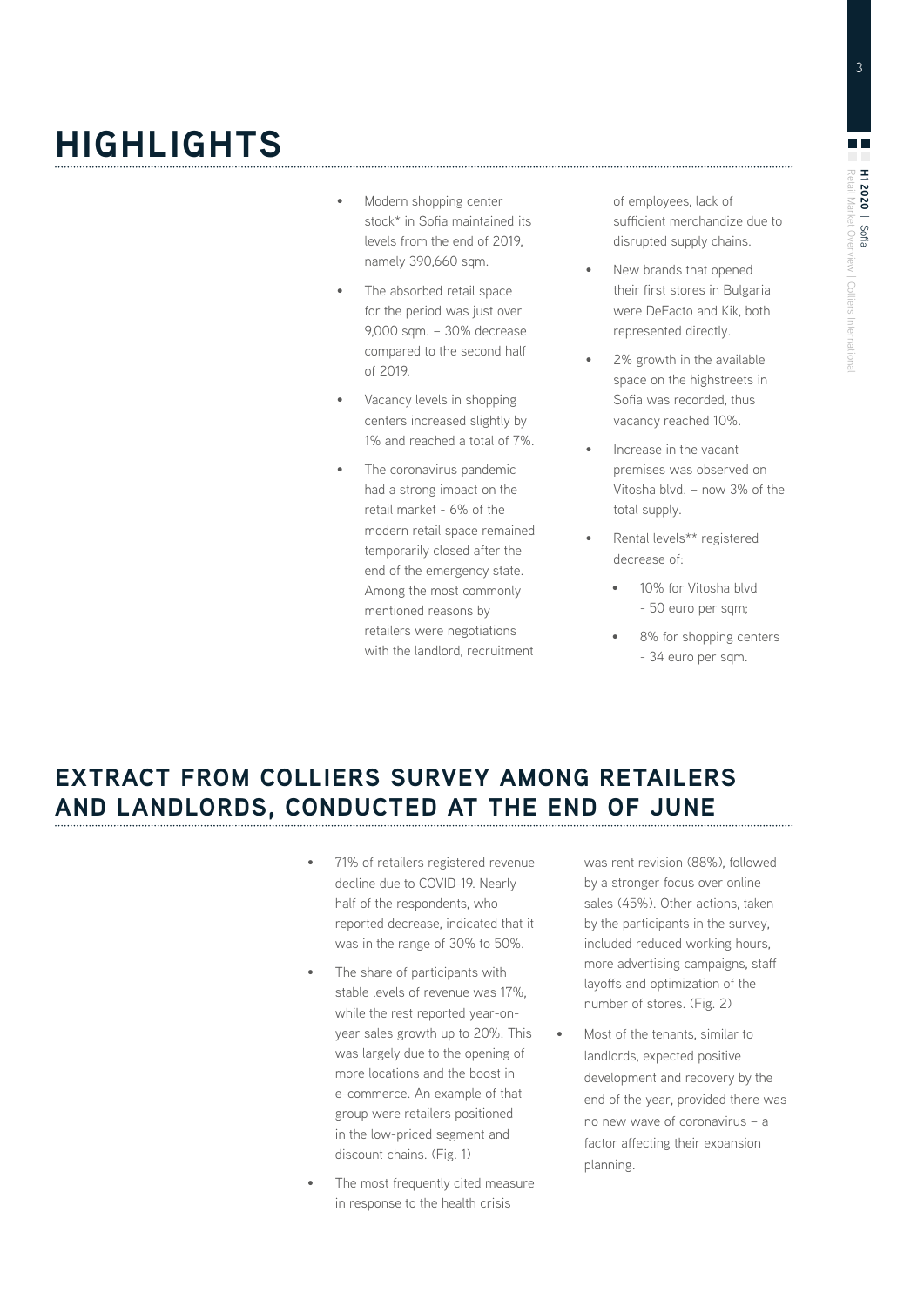# HIGHLIGHTS

- Modern shopping center stock* in Sofia maintained its levels from the end of 2019, namely 390,660 sqm.
- The absorbed retail space for the period was just over 9,000 sqm. – 30% decrease compared to the second half of 2019.
- Vacancy levels in shopping centers increased slightly by 1% and reached a total of 7%.
- The coronavirus pandemic had a strong impact on the retail market - 6% of the modern retail space remained temporarily closed after the end of the emergency state. Among the most commonly mentioned reasons by retailers were negotiations with the landlord, recruitment of employees, lack of sufficient merchandize due to disrupted supply chains.
- New brands that opened their first stores in Bulgaria were DeFacto and Kik, both represented directly.
- 2% growth in the available space on the highstreets in Sofia was recorded, thus vacancy reached 10%.
- Increase in the vacant premises was observed on Vitosha blvd. – now 3% of the total supply.
- Rental levels** registered decrease of:
  - 10% for Vitosha blvd - 50 euro per sqm;
  - 8% for shopping centers - 34 euro per sqm.

## EXTRACT FROM COLLIERS SURVEY AMONG RETAILERS AND LANDLORDS, CONDUCTED AT THE END OF JUNE

- 71% of retailers registered revenue decline due to COVID-19. Nearly half of the respondents, who reported decrease, indicated that it was in the range of 30% to 50%.
- The share of participants with stable levels of revenue was 17%, while the rest reported year-on-year sales growth up to 20%. This was largely due to the opening of more locations and the boost in e-commerce. An example of that group were retailers positioned in the low-priced segment and discount chains. (Fig. 1)
- The most frequently cited measure in response to the health crisis was rent revision (88%), followed by a stronger focus over online sales (45%). Other actions, taken by the participants in the survey, included reduced working hours, more advertising campaigns, staff layoffs and optimization of the number of stores. (Fig. 2)
- Most of the tenants, similar to landlords, expected positive development and recovery by the end of the year, provided there was no new wave of coronavirus – a factor affecting their expansion planning.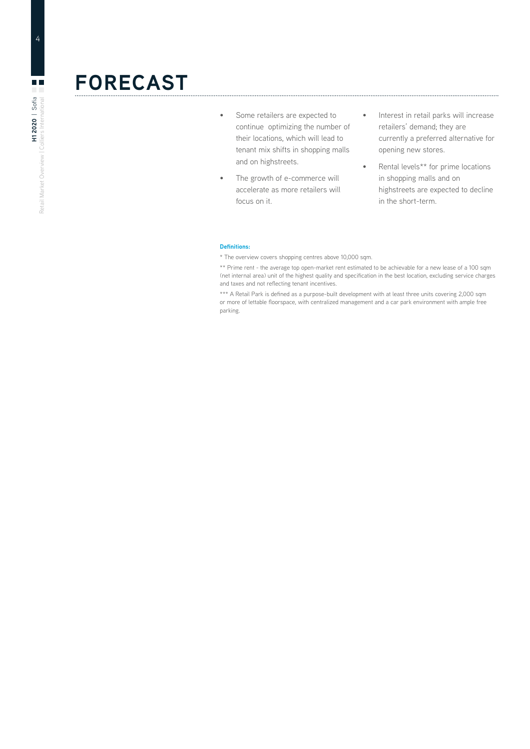# FORECAST

- Some retailers are expected to continue optimizing the number of their locations, which will lead to tenant mix shifts in shopping malls and on highstreets.
- The growth of e-commerce will accelerate as more retailers will focus on it.
- Interest in retail parks will increase retailers' demand; they are currently a preferred alternative for opening new stores.
- Rental levels** for prime locations in shopping malls and on highstreets are expected to decline in the short-term.

**Definitions:**

* The overview covers shopping centres above 10,000 sqm.

** Prime rent - the average top open-market rent estimated to be achievable for a new lease of a 100 sqm (net internal area) unit of the highest quality and specification in the best location, excluding service charges and taxes and not reflecting tenant incentives.

*** A Retail Park is defined as a purpose-built development with at least three units covering 2,000 sqm or more of lettable floorspace, with centralized management and a car park environment with ample free parking.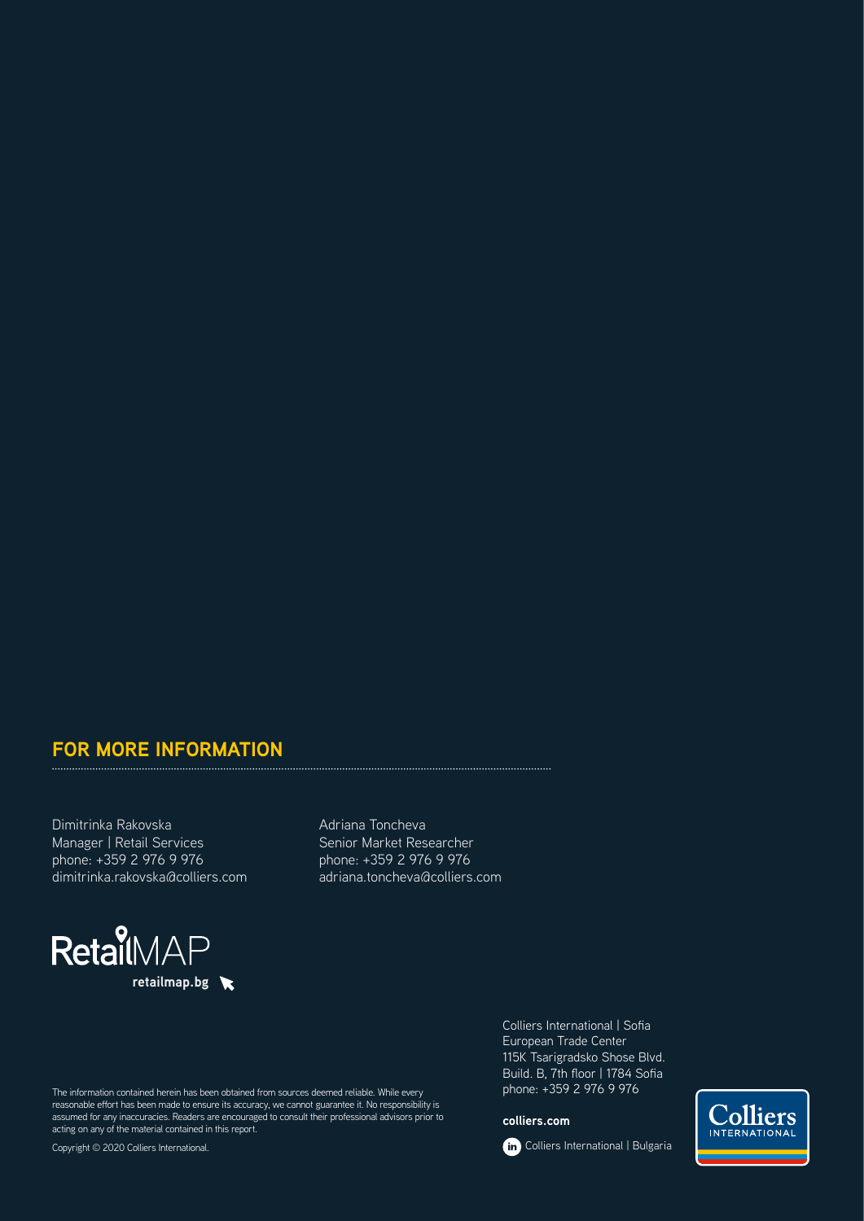## FOR MORE INFORMATION

Dimitrinka Rakovska
Manager | Retail Services
phone: +359 2 976 9 976
dimitrinka.rakovska@colliers.com

Adriana Toncheva
Senior Market Researcher
phone: +359 2 976 9 976
adriana.toncheva@colliers.com

RetailMAP
retailmap.bg

Colliers International | Sofia
European Trade Center
115K Tsarigradsko Shose Blvd.
Build. B, 7th floor | 1784 Sofia
phone: +359 2 976 9 976

**colliers.com**

Colliers International | Bulgaria

The information contained herein has been obtained from sources deemed reliable. While every reasonable effort has been made to ensure its accuracy, we cannot guarantee it. No responsibility is assumed for any inaccuracies. Readers are encouraged to consult their professional advisors prior to acting on any of the material contained in this report.

Copyright © 2020 Colliers International.